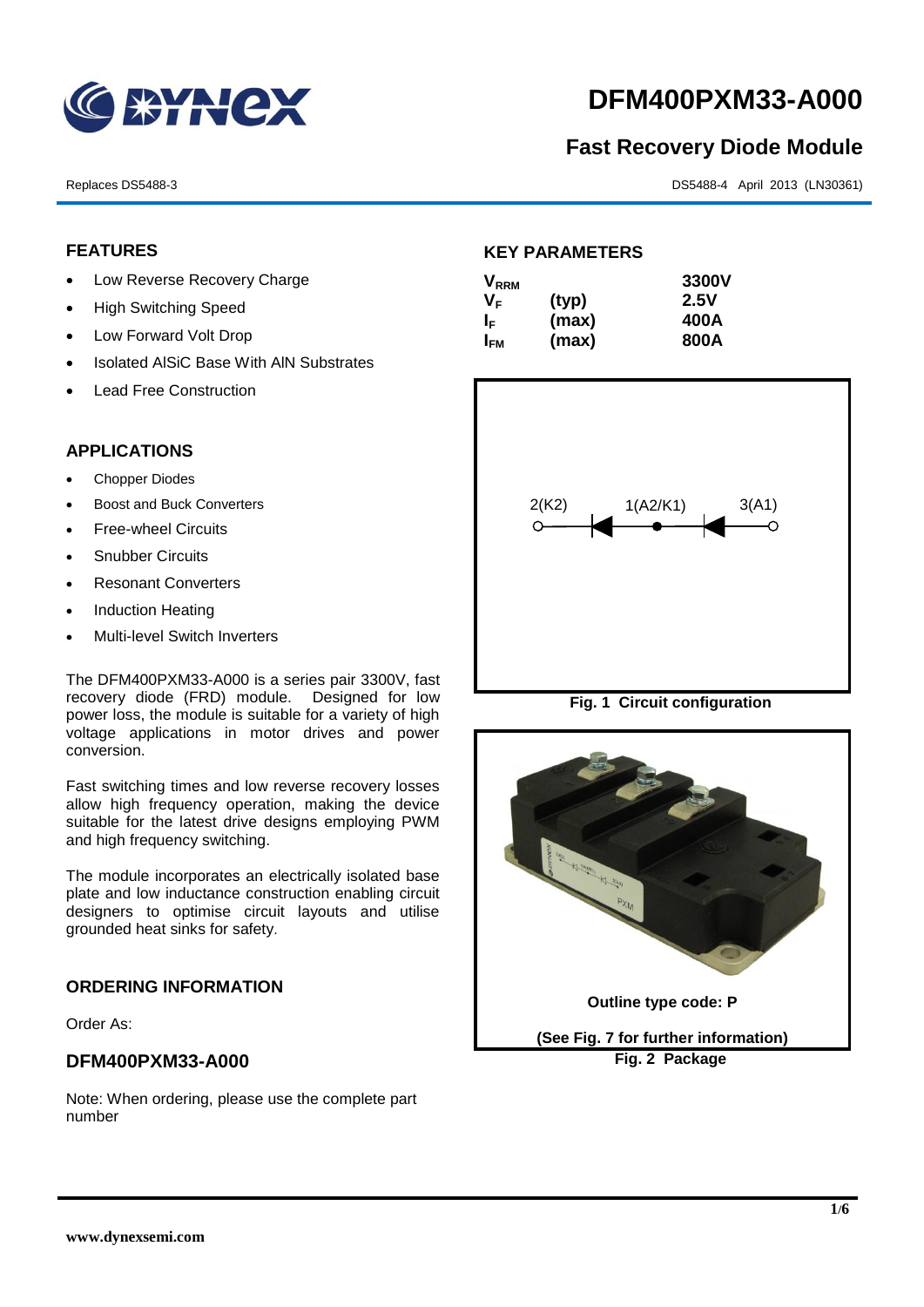# DFM400PXM33-A000

## Fast Recovery Diode Module

Replaces DS5488-3

DS5488-4 April 2013 (LN30361)

### FEATURES

- Low Reverse Recovery Charge
- High Switching Speed
- Low Forward Volt Drop
- Isolated AlSiC Base With AlN Substrates
- Lead Free Construction

### APPLICATIONS

- Chopper Diodes
- Boost and Buck Converters
- Free-wheel Circuits
- Snubber Circuits
- Resonant Converters
- Induction Heating
- Multi-level Switch Inverters

The DFM400PXM33-A000 is a series pair 3300V, fast recovery diode (FRD) module. Designed for low power loss, the module is suitable for a variety of high voltage applications in motor drives and power conversion.

Fast switching times and low reverse recovery losses allow high frequency operation, making the device suitable for the latest drive designs employing PWM and high frequency switching.

The module incorporates an electrically isolated base plate and low inductance construction enabling circuit designers to optimise circuit layouts and utilise grounded heat sinks for safety.

### ORDERING INFORMATION

Order As:

### DFM400PXM33-A000

Note: When ordering, please use the complete part number

### KEY PARAMETERS

| | | |
|---|---|---|
| $V_{RRM}$ | | 3300V |
| $V_F$ | (typ) | 2.5V |
| $I_F$ | (max) | 400A |
| $I_{FM}$ | (max) | 800A |

2(K2) 1(A2/K1) 3(A1)

**Fig. 1 Circuit configuration**

**Outline type code: P**

**(See Fig. 7 for further information)**

**Fig. 2 Package**

www.dynexsemi.com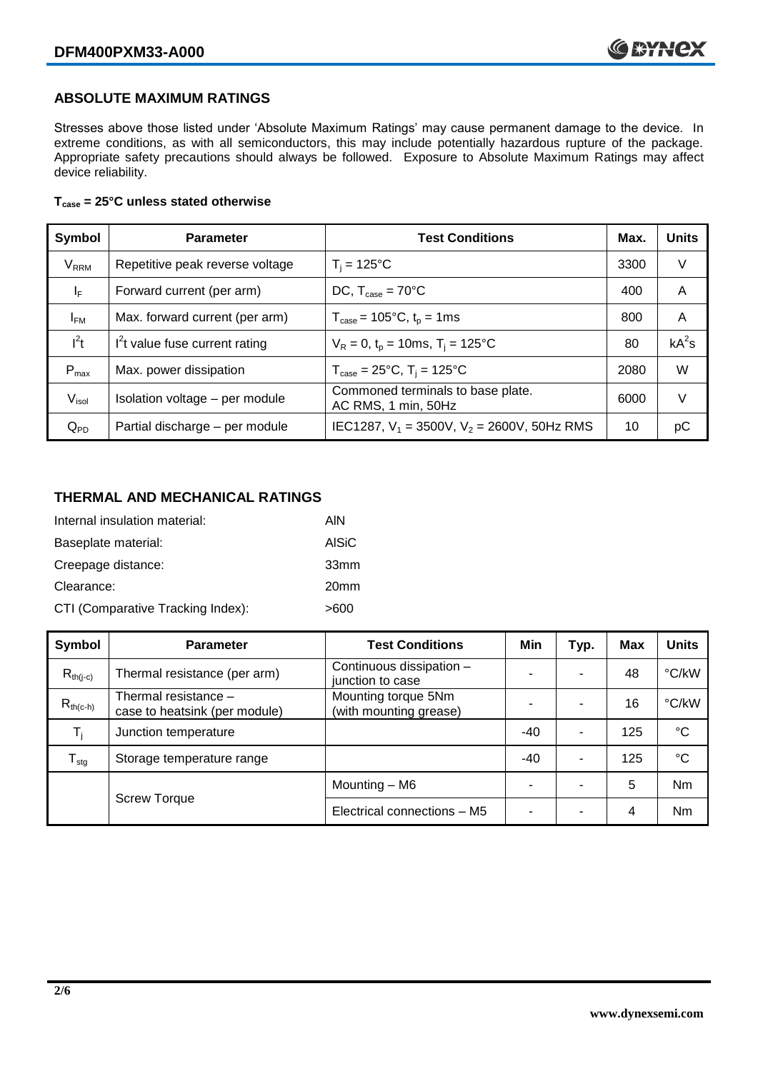## ABSOLUTE MAXIMUM RATINGS

Stresses above those listed under 'Absolute Maximum Ratings' may cause permanent damage to the device. In extreme conditions, as with all semiconductors, this may include potentially hazardous rupture of the package. Appropriate safety precautions should always be followed. Exposure to Absolute Maximum Ratings may affect device reliability.

**$T_{case}$ = 25°C unless stated otherwise**

| Symbol | Parameter | Test Conditions | Max. | Units |
|---|---|---|---|---|
| $V_{RRM}$ | Repetitive peak reverse voltage | $T_j$ = 125°C | 3300 | V |
| $I_F$ | Forward current (per arm) | DC, $T_{case}$ = 70°C | 400 | A |
| $I_{FM}$ | Max. forward current (per arm) | $T_{case}$ = 105°C, $t_p$ = 1ms | 800 | A |
| $I^2t$ | $I^2t$ value fuse current rating | $V_R$ = 0, $t_p$ = 10ms, $T_j$ = 125°C | 80 | $kA^2s$ |
| $P_{max}$ | Max. power dissipation | $T_{case}$ = 25°C, $T_j$ = 125°C | 2080 | W |
| $V_{isol}$ | Isolation voltage – per module | Commoned terminals to base plate. AC RMS, 1 min, 50Hz | 6000 | V |
| $Q_{PD}$ | Partial discharge – per module | IEC1287, $V_1$ = 3500V, $V_2$ = 2600V, 50Hz RMS | 10 | pC |

## THERMAL AND MECHANICAL RATINGS

Internal insulation material: AlN

Baseplate material: AlSiC

Creepage distance: 33mm

Clearance: 20mm

CTI (Comparative Tracking Index): >600

| Symbol | Parameter | Test Conditions | Min | Typ. | Max | Units |
|---|---|---|---|---|---|---|
| $R_{th(j-c)}$ | Thermal resistance (per arm) | Continuous dissipation – junction to case | - | - | 48 | °C/kW |
| $R_{th(c-h)}$ | Thermal resistance – case to heatsink (per module) | Mounting torque 5Nm (with mounting grease) | - | - | 16 | °C/kW |
| $T_j$ | Junction temperature | | -40 | - | 125 | °C |
| $T_{stg}$ | Storage temperature range | | -40 | - | 125 | °C |
| | Screw Torque | Mounting – M6 | - | - | 5 | Nm |
| | | Electrical connections – M5 | - | - | 4 | Nm |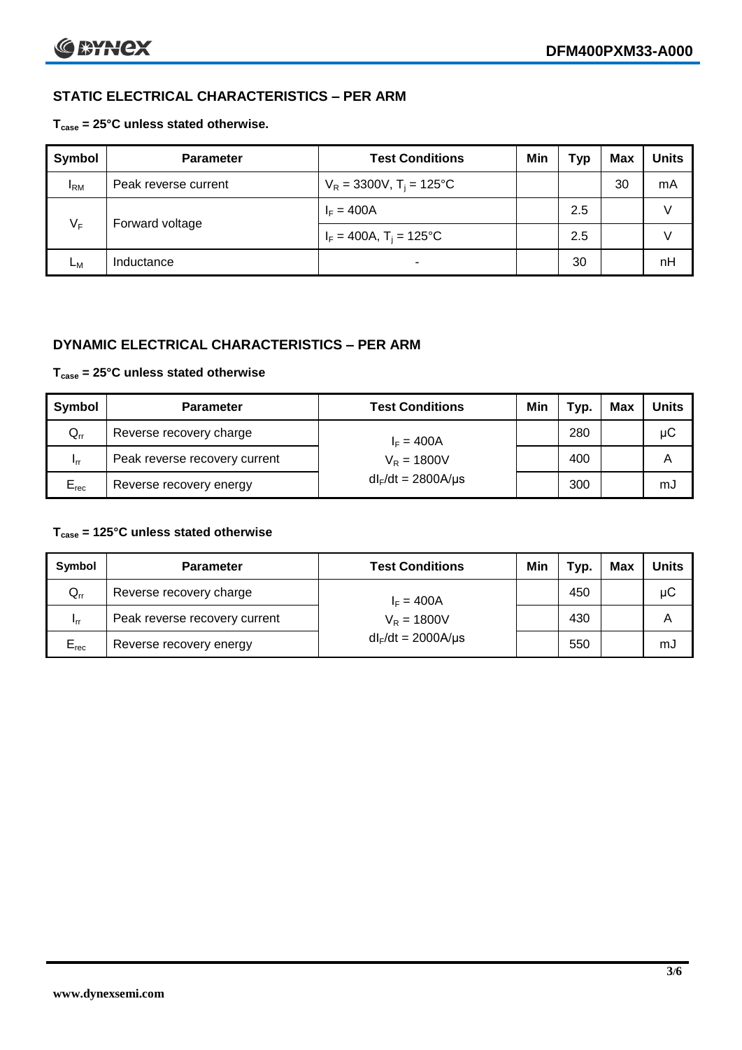## STATIC ELECTRICAL CHARACTERISTICS – PER ARM

**$T_{case}$ = 25°C unless stated otherwise.**

| Symbol | Parameter | Test Conditions | Min | Typ | Max | Units |
|---|---|---|---|---|---|---|
| $I_{RM}$ | Peak reverse current | $V_R$ = 3300V, $T_j$ = 125°C | | | 30 | mA |
| $V_F$ | Forward voltage | $I_F$ = 400A | | 2.5 | | V |
| | | $I_F$ = 400A, $T_j$ = 125°C | | 2.5 | | V |
| $L_M$ | Inductance | - | | 30 | | nH |

## DYNAMIC ELECTRICAL CHARACTERISTICS – PER ARM

**$T_{case}$ = 25°C unless stated otherwise**

| Symbol | Parameter | Test Conditions | Min | Typ. | Max | Units |
|---|---|---|---|---|---|---|
| $Q_{rr}$ | Reverse recovery charge | $I_F$ = 400A | | 280 | | μC |
| $I_{rr}$ | Peak reverse recovery current | $V_R$ = 1800V | | 400 | | A |
| $E_{rec}$ | Reverse recovery energy | $dI_F/dt$ = 2800A/μs | | 300 | | mJ |

**$T_{case}$ = 125°C unless stated otherwise**

| Symbol | Parameter | Test Conditions | Min | Typ. | Max | Units |
|---|---|---|---|---|---|---|
| $Q_{rr}$ | Reverse recovery charge | $I_F$ = 400A | | 450 | | μC |
| $I_{rr}$ | Peak reverse recovery current | $V_R$ = 1800V | | 430 | | A |
| $E_{rec}$ | Reverse recovery energy | $dI_F/dt$ = 2000A/μs | | 550 | | mJ |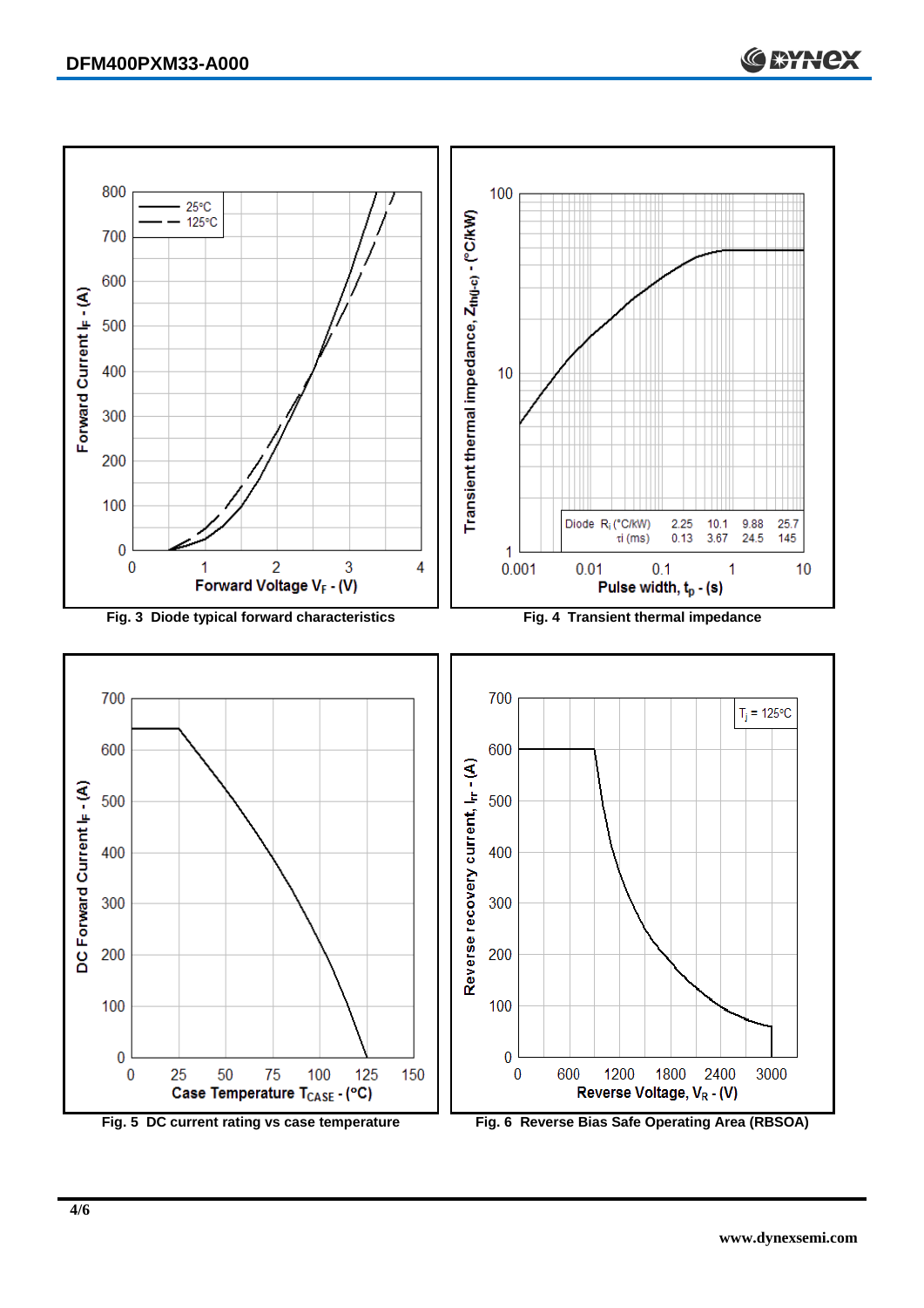Fig. 3 Diode typical forward characteristics

Fig. 4 Transient thermal impedance

| Diode | | | | |
|---|---|---|---|---|
| $R_i$ (°C/kW) | 2.25 | 10.1 | 9.88 | 25.7 |
| $\tau_i$ (ms) | 0.13 | 3.67 | 24.5 | 145 |

Fig. 5 DC current rating vs case temperature

Fig. 6 Reverse Bias Safe Operating Area (RBSOA)

www.dynexsemi.com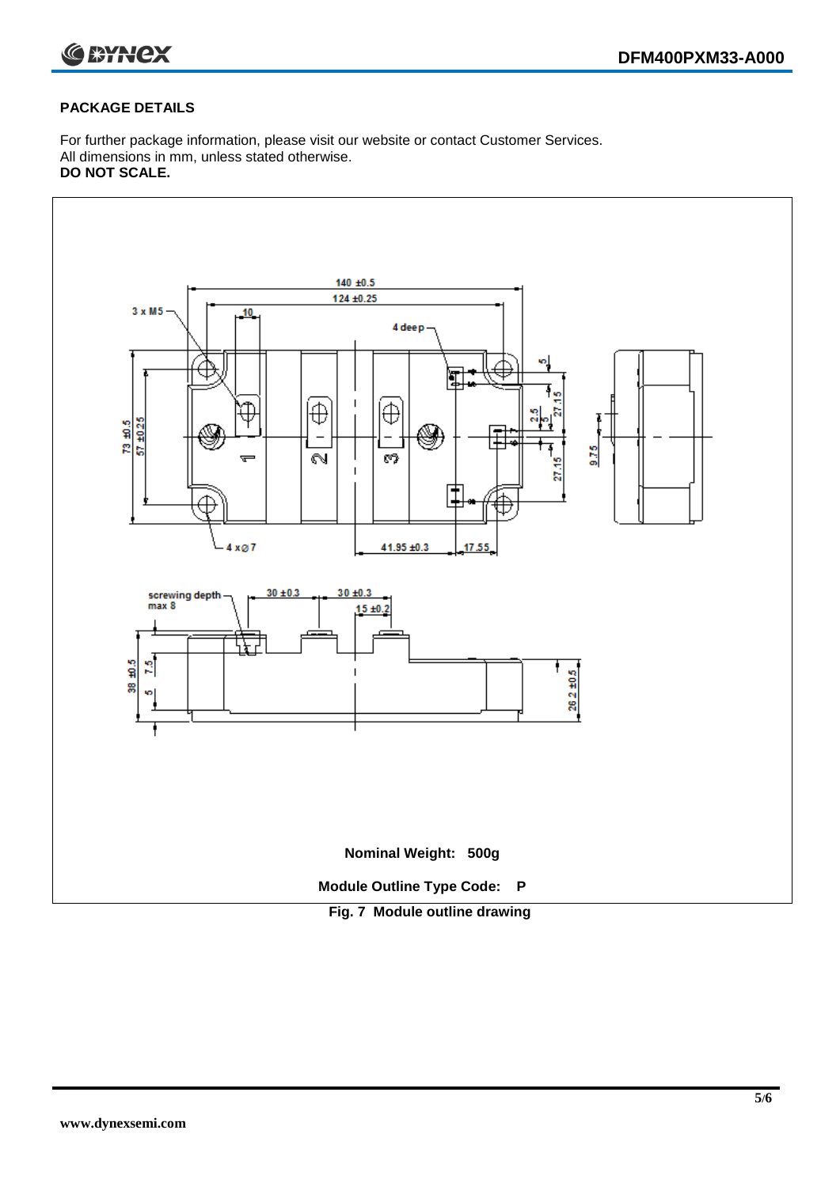## PACKAGE DETAILS

For further package information, please visit our website or contact Customer Services.
All dimensions in mm, unless stated otherwise.
**DO NOT SCALE.**

**Nominal Weight: 500g**

**Module Outline Type Code: P**

**Fig. 7 Module outline drawing**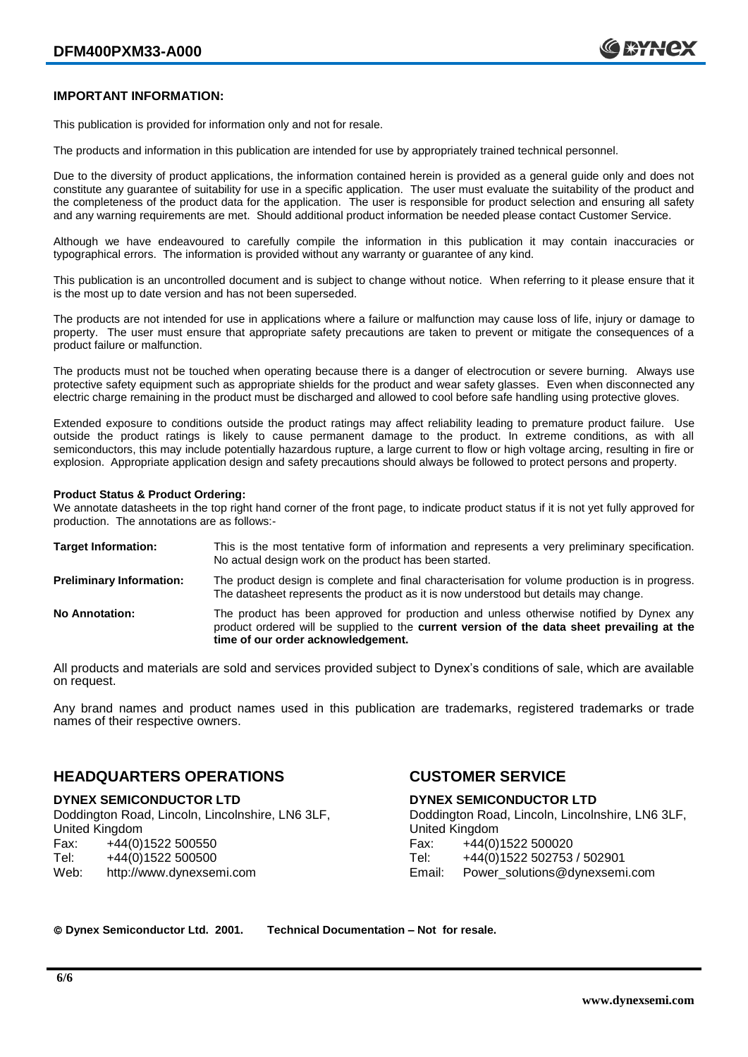## IMPORTANT INFORMATION:

This publication is provided for information only and not for resale.

The products and information in this publication are intended for use by appropriately trained technical personnel.

Due to the diversity of product applications, the information contained herein is provided as a general guide only and does not constitute any guarantee of suitability for use in a specific application. The user must evaluate the suitability of the product and the completeness of the product data for the application. The user is responsible for product selection and ensuring all safety and any warning requirements are met. Should additional product information be needed please contact Customer Service.

Although we have endeavoured to carefully compile the information in this publication it may contain inaccuracies or typographical errors. The information is provided without any warranty or guarantee of any kind.

This publication is an uncontrolled document and is subject to change without notice. When referring to it please ensure that it is the most up to date version and has not been superseded.

The products are not intended for use in applications where a failure or malfunction may cause loss of life, injury or damage to property. The user must ensure that appropriate safety precautions are taken to prevent or mitigate the consequences of a product failure or malfunction.

The products must not be touched when operating because there is a danger of electrocution or severe burning. Always use protective safety equipment such as appropriate shields for the product and wear safety glasses. Even when disconnected any electric charge remaining in the product must be discharged and allowed to cool before safe handling using protective gloves.

Extended exposure to conditions outside the product ratings may affect reliability leading to premature product failure. Use outside the product ratings is likely to cause permanent damage to the product. In extreme conditions, as with all semiconductors, this may include potentially hazardous rupture, a large current to flow or high voltage arcing, resulting in fire or explosion. Appropriate application design and safety precautions should always be followed to protect persons and property.

**Product Status & Product Ordering:**
We annotate datasheets in the top right hand corner of the front page, to indicate product status if it is not yet fully approved for production. The annotations are as follows:-

| | |
|---|---|
| **Target Information:** | This is the most tentative form of information and represents a very preliminary specification. No actual design work on the product has been started. |
| **Preliminary Information:** | The product design is complete and final characterisation for volume production is in progress. The datasheet represents the product as it is now understood but details may change. |
| **No Annotation:** | The product has been approved for production and unless otherwise notified by Dynex any product ordered will be supplied to the **current version of the data sheet prevailing at the time of our order acknowledgement.** |

All products and materials are sold and services provided subject to Dynex's conditions of sale, which are available on request.

Any brand names and product names used in this publication are trademarks, registered trademarks or trade names of their respective owners.

## HEADQUARTERS OPERATIONS

**DYNEX SEMICONDUCTOR LTD**
Doddington Road, Lincoln, Lincolnshire, LN6 3LF,
United Kingdom
Fax: +44(0)1522 500550
Tel: +44(0)1522 500500
Web: http://www.dynexsemi.com

## CUSTOMER SERVICE

**DYNEX SEMICONDUCTOR LTD**
Doddington Road, Lincoln, Lincolnshire, LN6 3LF,
United Kingdom
Fax: +44(0)1522 500020
Tel: +44(0)1522 502753 / 502901
Email: Power_solutions@dynexsemi.com

**© Dynex Semiconductor Ltd. 2001. Technical Documentation – Not for resale.**